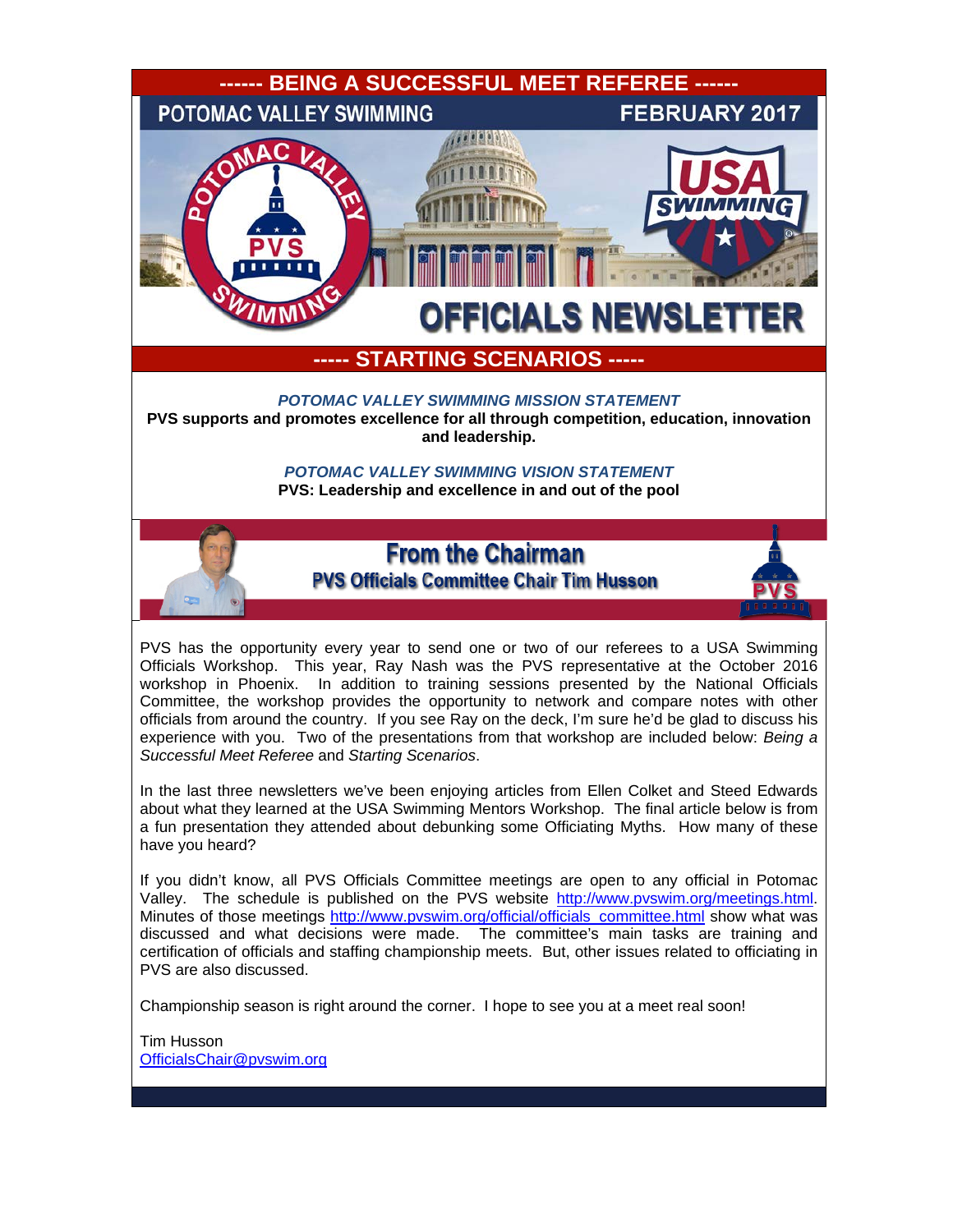**------ BEING A SUCCESSFUL MEET REFEREE ------**

**POTOMAC VALLEY SWIMMING — FEBRUARY 2017**

# OFFICIALS NEWSLETTER

**----- STARTING SCENARIOS -----**

***POTOMAC VALLEY SWIMMING MISSION STATEMENT***

**PVS supports and promotes excellence for all through competition, education, innovation and leadership.**

***POTOMAC VALLEY SWIMMING VISION STATEMENT***

**PVS: Leadership and excellence in and out of the pool**

## From the Chairman

### PVS Officials Committee Chair Tim Husson

PVS has the opportunity every year to send one or two of our referees to a USA Swimming Officials Workshop. This year, Ray Nash was the PVS representative at the October 2016 workshop in Phoenix. In addition to training sessions presented by the National Officials Committee, the workshop provides the opportunity to network and compare notes with other officials from around the country. If you see Ray on the deck, I'm sure he'd be glad to discuss his experience with you. Two of the presentations from that workshop are included below: *Being a Successful Meet Referee* and *Starting Scenarios*.

In the last three newsletters we've been enjoying articles from Ellen Colket and Steed Edwards about what they learned at the USA Swimming Mentors Workshop. The final article below is from a fun presentation they attended about debunking some Officiating Myths. How many of these have you heard?

If you didn't know, all PVS Officials Committee meetings are open to any official in Potomac Valley. The schedule is published on the PVS website http://www.pvswim.org/meetings.html. Minutes of those meetings http://www.pvswim.org/official/officials_committee.html show what was discussed and what decisions were made. The committee's main tasks are training and certification of officials and staffing championship meets. But, other issues related to officiating in PVS are also discussed.

Championship season is right around the corner. I hope to see you at a meet real soon!

Tim Husson
OfficialsChair@pvswim.org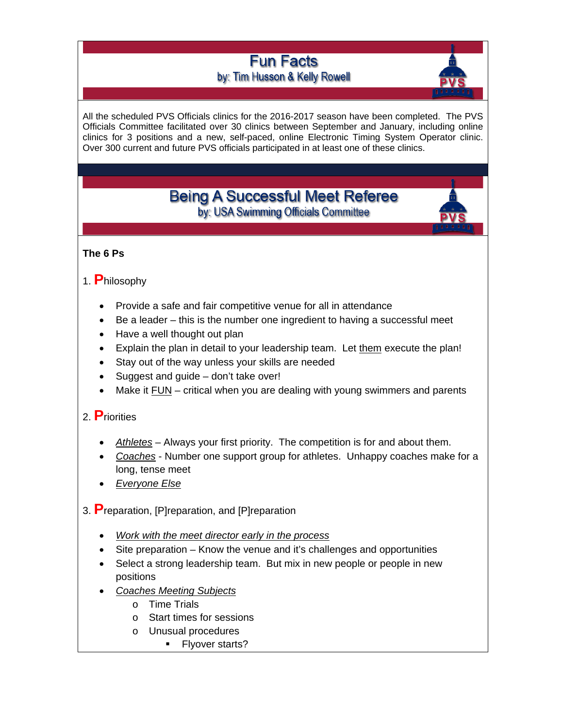## Fun Facts

by: Tim Husson & Kelly Rowell

All the scheduled PVS Officials clinics for the 2016-2017 season have been completed. The PVS Officials Committee facilitated over 30 clinics between September and January, including online clinics for 3 positions and a new, self-paced, online Electronic Timing System Operator clinic. Over 300 current and future PVS officials participated in at least one of these clinics.

## Being A Successful Meet Referee

by: USA Swimming Officials Committee

**The 6 Ps**

1. **P**hilosophy

- Provide a safe and fair competitive venue for all in attendance
- Be a leader – this is the number one ingredient to having a successful meet
- Have a well thought out plan
- Explain the plan in detail to your leadership team. Let them execute the plan!
- Stay out of the way unless your skills are needed
- Suggest and guide – don't take over!
- Make it FUN – critical when you are dealing with young swimmers and parents

2. **P**riorities

- *Athletes* – Always your first priority. The competition is for and about them.
- *Coaches* - Number one support group for athletes. Unhappy coaches make for a long, tense meet
- *Everyone Else*

3. **P**reparation, [P]reparation, and [P]reparation

- *Work with the meet director early in the process*
- Site preparation – Know the venue and it's challenges and opportunities
- Select a strong leadership team. But mix in new people or people in new positions
- *Coaches Meeting Subjects*
  - Time Trials
  - Start times for sessions
  - Unusual procedures
    - Flyover starts?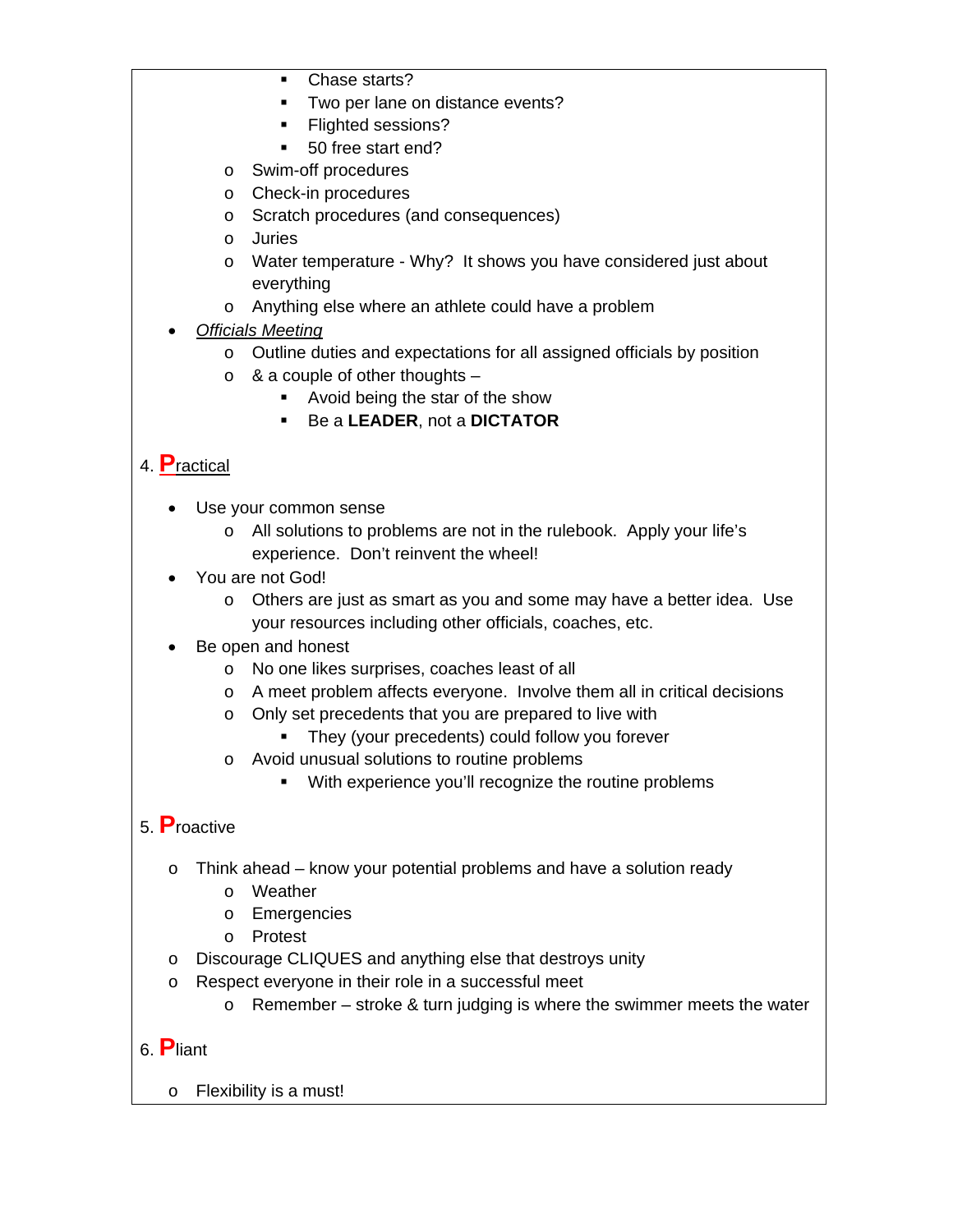- Chase starts?
        - Two per lane on distance events?
        - Flighted sessions?
        - 50 free start end?
    - Swim-off procedures
    - Check-in procedures
    - Scratch procedures (and consequences)
    - Juries
    - Water temperature - Why? It shows you have considered just about everything
    - Anything else where an athlete could have a problem
- *Officials Meeting*
    - Outline duties and expectations for all assigned officials by position
    - & a couple of other thoughts –
        - Avoid being the star of the show
        - Be a **LEADER**, not a **DICTATOR**

## 4. **P**ractical

- Use your common sense
    - All solutions to problems are not in the rulebook. Apply your life's experience. Don't reinvent the wheel!
- You are not God!
    - Others are just as smart as you and some may have a better idea. Use your resources including other officials, coaches, etc.
- Be open and honest
    - No one likes surprises, coaches least of all
    - A meet problem affects everyone. Involve them all in critical decisions
    - Only set precedents that you are prepared to live with
        - They (your precedents) could follow you forever
    - Avoid unusual solutions to routine problems
        - With experience you'll recognize the routine problems

## 5. **P**roactive

- Think ahead – know your potential problems and have a solution ready
    - Weather
    - Emergencies
    - Protest
- Discourage CLIQUES and anything else that destroys unity
- Respect everyone in their role in a successful meet
    - Remember – stroke & turn judging is where the swimmer meets the water

## 6. **P**liant

- Flexibility is a must!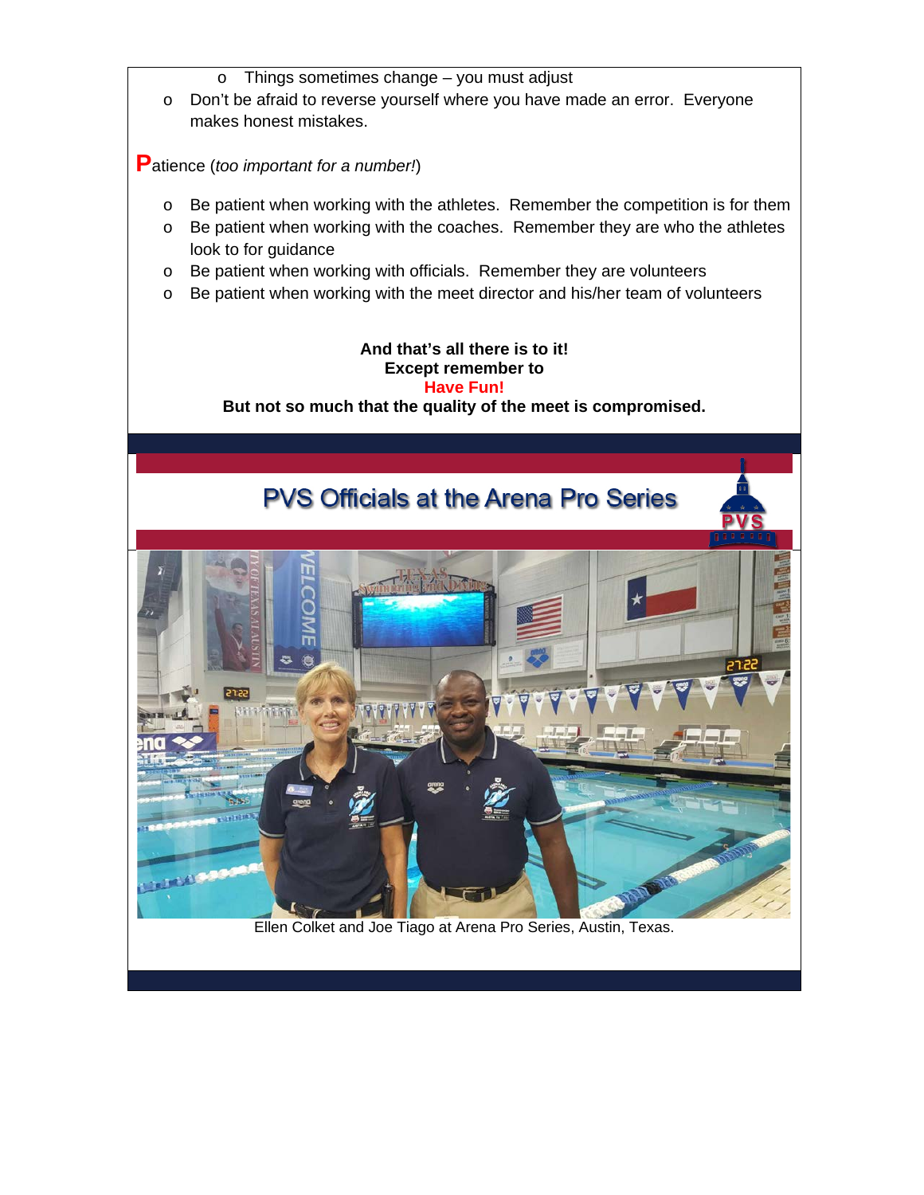- Things sometimes change – you must adjust
- Don't be afraid to reverse yourself where you have made an error. Everyone makes honest mistakes.

**P**atience (*too important for a number!*)

- Be patient when working with the athletes. Remember the competition is for them
- Be patient when working with the coaches. Remember they are who the athletes look to for guidance
- Be patient when working with officials. Remember they are volunteers
- Be patient when working with the meet director and his/her team of volunteers

**And that's all there is to it!**
**Except remember to**
**Have Fun!**
**But not so much that the quality of the meet is compromised.**

## PVS Officials at the Arena Pro Series

Ellen Colket and Joe Tiago at Arena Pro Series, Austin, Texas.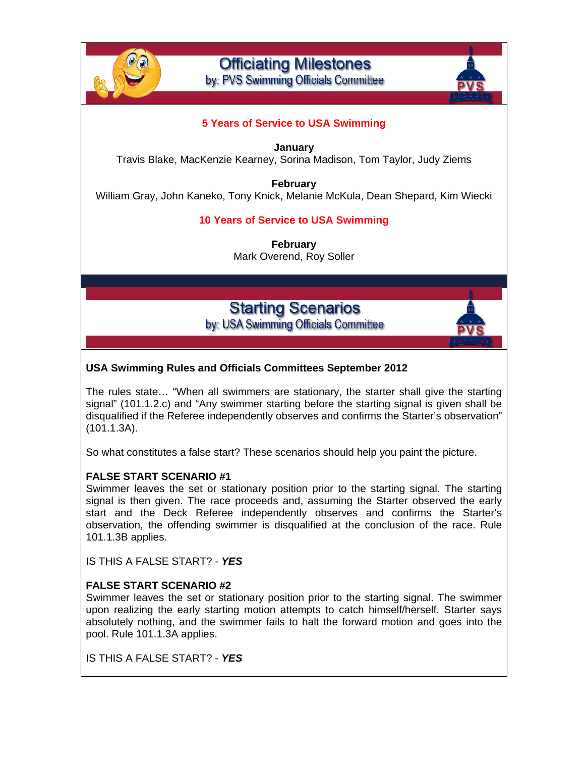# Officiating Milestones

by: PVS Swimming Officials Committee

## 5 Years of Service to USA Swimming

**January**
Travis Blake, MacKenzie Kearney, Sorina Madison, Tom Taylor, Judy Ziems

**February**
William Gray, John Kaneko, Tony Knick, Melanie McKula, Dean Shepard, Kim Wiecki

## 10 Years of Service to USA Swimming

**February**
Mark Overend, Roy Soller

# Starting Scenarios

by: USA Swimming Officials Committee

**USA Swimming Rules and Officials Committees September 2012**

The rules state… "When all swimmers are stationary, the starter shall give the starting signal" (101.1.2.c) and "Any swimmer starting before the starting signal is given shall be disqualified if the Referee independently observes and confirms the Starter's observation" (101.1.3A).

So what constitutes a false start? These scenarios should help you paint the picture.

**FALSE START SCENARIO #1**
Swimmer leaves the set or stationary position prior to the starting signal. The starting signal is then given. The race proceeds and, assuming the Starter observed the early start and the Deck Referee independently observes and confirms the Starter's observation, the offending swimmer is disqualified at the conclusion of the race. Rule 101.1.3B applies.

IS THIS A FALSE START? - ***YES***

**FALSE START SCENARIO #2**
Swimmer leaves the set or stationary position prior to the starting signal. The swimmer upon realizing the early starting motion attempts to catch himself/herself. Starter says absolutely nothing, and the swimmer fails to halt the forward motion and goes into the pool. Rule 101.1.3A applies.

IS THIS A FALSE START? - ***YES***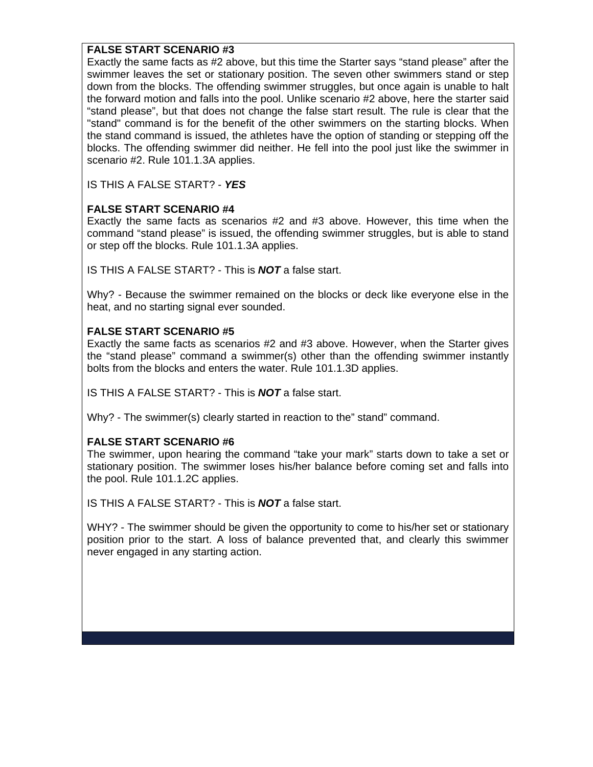**FALSE START SCENARIO #3**

Exactly the same facts as #2 above, but this time the Starter says “stand please” after the swimmer leaves the set or stationary position. The seven other swimmers stand or step down from the blocks. The offending swimmer struggles, but once again is unable to halt the forward motion and falls into the pool. Unlike scenario #2 above, here the starter said “stand please”, but that does not change the false start result. The rule is clear that the "stand" command is for the benefit of the other swimmers on the starting blocks. When the stand command is issued, the athletes have the option of standing or stepping off the blocks. The offending swimmer did neither. He fell into the pool just like the swimmer in scenario #2. Rule 101.1.3A applies.

IS THIS A FALSE START? - ***YES***

**FALSE START SCENARIO #4**

Exactly the same facts as scenarios #2 and #3 above. However, this time when the command “stand please” is issued, the offending swimmer struggles, but is able to stand or step off the blocks. Rule 101.1.3A applies.

IS THIS A FALSE START? - This is ***NOT*** a false start.

Why? - Because the swimmer remained on the blocks or deck like everyone else in the heat, and no starting signal ever sounded.

**FALSE START SCENARIO #5**

Exactly the same facts as scenarios #2 and #3 above. However, when the Starter gives the “stand please” command a swimmer(s) other than the offending swimmer instantly bolts from the blocks and enters the water. Rule 101.1.3D applies.

IS THIS A FALSE START? - This is ***NOT*** a false start.

Why? - The swimmer(s) clearly started in reaction to the” stand” command.

**FALSE START SCENARIO #6**

The swimmer, upon hearing the command “take your mark” starts down to take a set or stationary position. The swimmer loses his/her balance before coming set and falls into the pool. Rule 101.1.2C applies.

IS THIS A FALSE START? - This is ***NOT*** a false start.

WHY? - The swimmer should be given the opportunity to come to his/her set or stationary position prior to the start. A loss of balance prevented that, and clearly this swimmer never engaged in any starting action.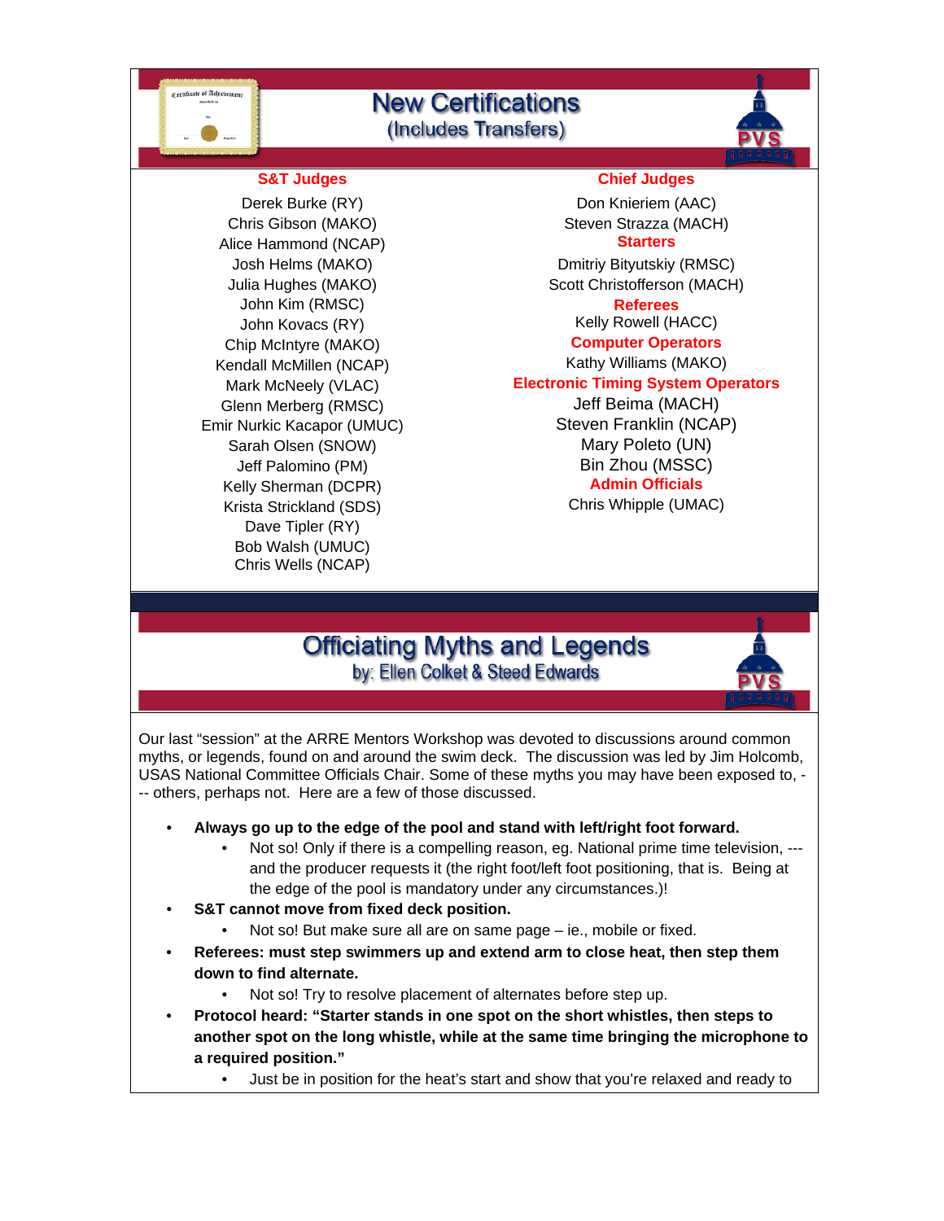# New Certifications
(Includes Transfers)

### S&T Judges

Derek Burke (RY)
Chris Gibson (MAKO)
Alice Hammond (NCAP)
Josh Helms (MAKO)
Julia Hughes (MAKO)
John Kim (RMSC)
John Kovacs (RY)
Chip McIntyre (MAKO)
Kendall McMillen (NCAP)
Mark McNeely (VLAC)
Glenn Merberg (RMSC)
Emir Nurkic Kacapor (UMUC)
Sarah Olsen (SNOW)
Jeff Palomino (PM)
Kelly Sherman (DCPR)
Krista Strickland (SDS)
Dave Tipler (RY)
Bob Walsh (UMUC)
Chris Wells (NCAP)

### Chief Judges

Don Knieriem (AAC)
Steven Strazza (MACH)

### Starters

Dmitriy Bityutskiy (RMSC)
Scott Christofferson (MACH)

### Referees

Kelly Rowell (HACC)

### Computer Operators

Kathy Williams (MAKO)

### Electronic Timing System Operators

Jeff Beima (MACH)
Steven Franklin (NCAP)
Mary Poleto (UN)
Bin Zhou (MSSC)

### Admin Officials

Chris Whipple (UMAC)

# Officiating Myths and Legends
by: Ellen Colket & Steed Edwards

Our last "session" at the ARRE Mentors Workshop was devoted to discussions around common myths, or legends, found on and around the swim deck. The discussion was led by Jim Holcomb, USAS National Committee Officials Chair. Some of these myths you may have been exposed to, --- others, perhaps not. Here are a few of those discussed.

- **Always go up to the edge of the pool and stand with left/right foot forward.**
  - Not so! Only if there is a compelling reason, eg. National prime time television, --- and the producer requests it (the right foot/left foot positioning, that is. Being at the edge of the pool is mandatory under any circumstances.)!
- **S&T cannot move from fixed deck position.**
  - Not so! But make sure all are on same page – ie., mobile or fixed.
- **Referees: must step swimmers up and extend arm to close heat, then step them down to find alternate.**
  - Not so! Try to resolve placement of alternates before step up.
- **Protocol heard: "Starter stands in one spot on the short whistles, then steps to another spot on the long whistle, while at the same time bringing the microphone to a required position."**
  - Just be in position for the heat's start and show that you're relaxed and ready to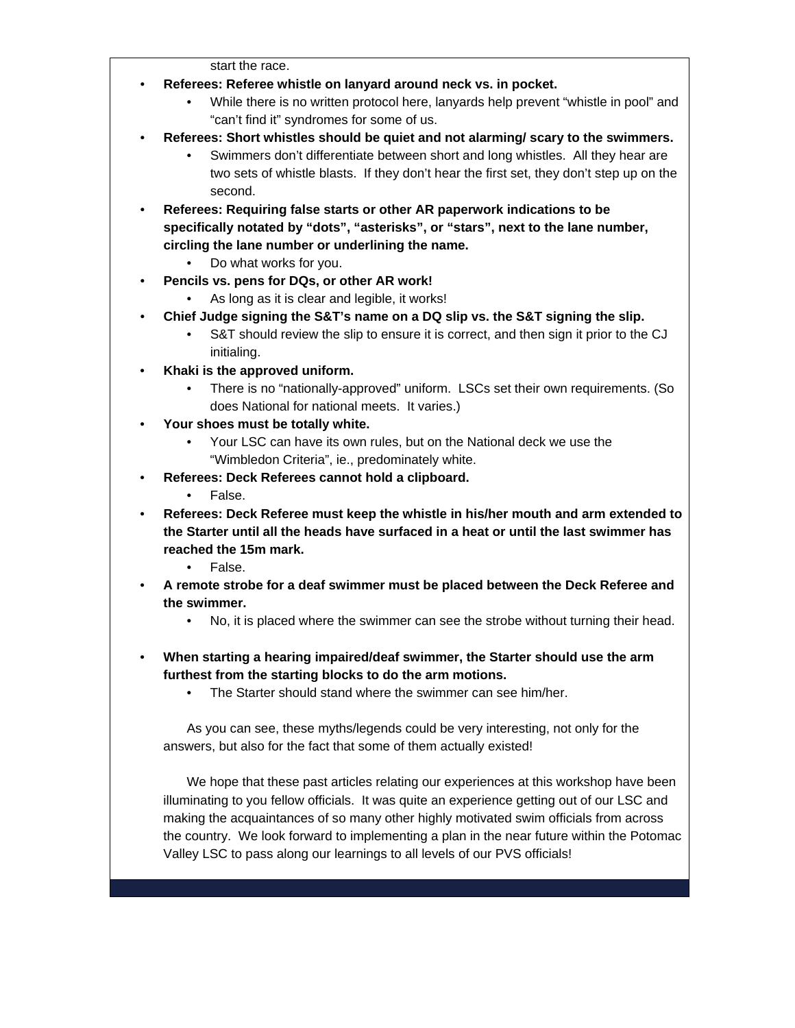start the race.

- **Referees: Referee whistle on lanyard around neck vs. in pocket.**
  - While there is no written protocol here, lanyards help prevent "whistle in pool" and "can't find it" syndromes for some of us.
- **Referees: Short whistles should be quiet and not alarming/ scary to the swimmers.**
  - Swimmers don't differentiate between short and long whistles. All they hear are two sets of whistle blasts. If they don't hear the first set, they don't step up on the second.
- **Referees: Requiring false starts or other AR paperwork indications to be specifically notated by "dots", "asterisks", or "stars", next to the lane number, circling the lane number or underlining the name.**
  - Do what works for you.
- **Pencils vs. pens for DQs, or other AR work!**
  - As long as it is clear and legible, it works!
- **Chief Judge signing the S&T's name on a DQ slip vs. the S&T signing the slip.**
  - S&T should review the slip to ensure it is correct, and then sign it prior to the CJ initialing.
- **Khaki is the approved uniform.**
  - There is no "nationally-approved" uniform. LSCs set their own requirements. (So does National for national meets. It varies.)
- **Your shoes must be totally white.**
  - Your LSC can have its own rules, but on the National deck we use the "Wimbledon Criteria", ie., predominately white.
- **Referees: Deck Referees cannot hold a clipboard.**
  - False.
- **Referees: Deck Referee must keep the whistle in his/her mouth and arm extended to the Starter until all the heads have surfaced in a heat or until the last swimmer has reached the 15m mark.**
  - False.
- **A remote strobe for a deaf swimmer must be placed between the Deck Referee and the swimmer.**
  - No, it is placed where the swimmer can see the strobe without turning their head.
- **When starting a hearing impaired/deaf swimmer, the Starter should use the arm furthest from the starting blocks to do the arm motions.**
  - The Starter should stand where the swimmer can see him/her.

As you can see, these myths/legends could be very interesting, not only for the answers, but also for the fact that some of them actually existed!

We hope that these past articles relating our experiences at this workshop have been illuminating to you fellow officials. It was quite an experience getting out of our LSC and making the acquaintances of so many other highly motivated swim officials from across the country. We look forward to implementing a plan in the near future within the Potomac Valley LSC to pass along our learnings to all levels of our PVS officials!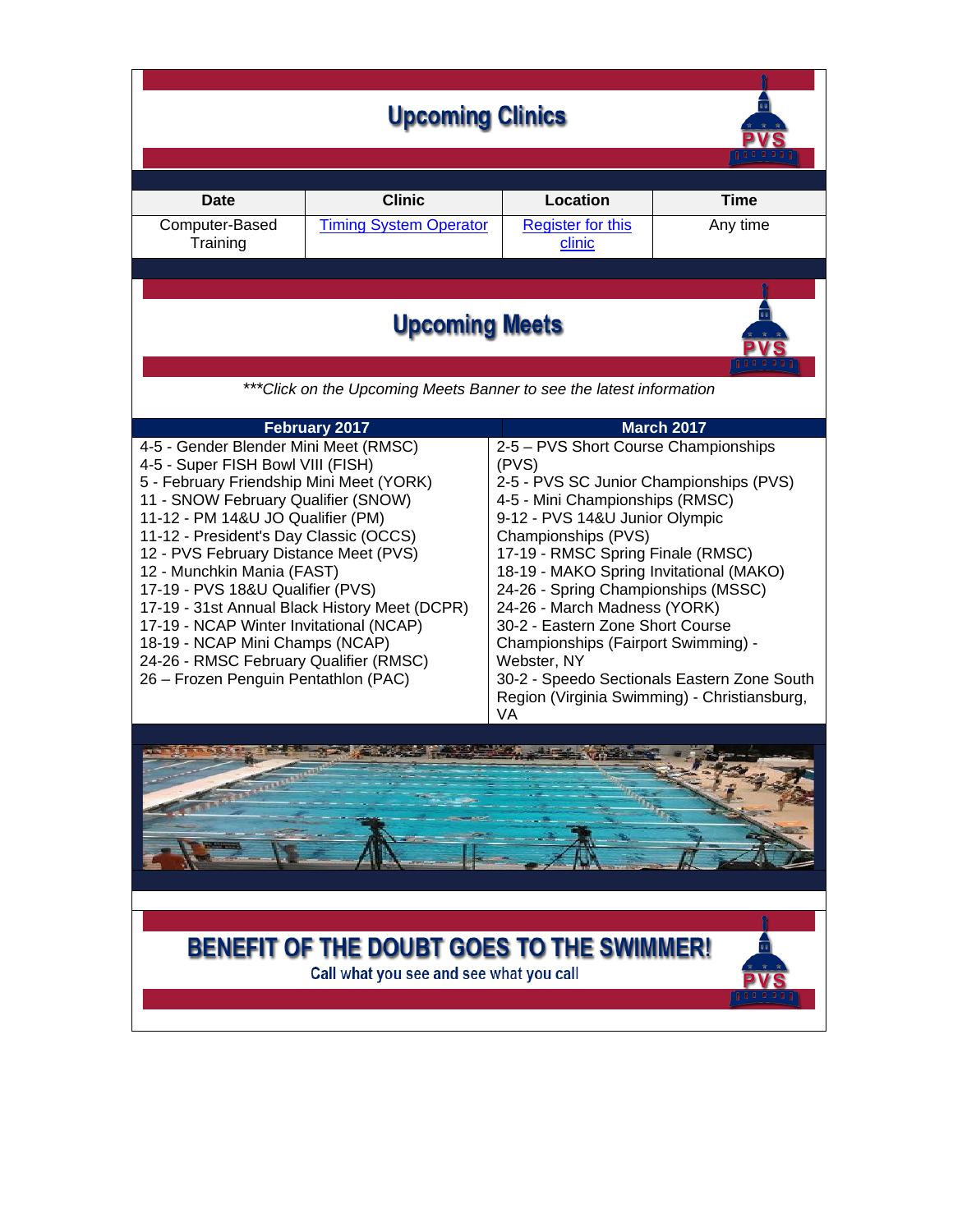## Upcoming Clinics

| Date | Clinic | Location | Time |
|---|---|---|---|
| Computer-Based Training | Timing System Operator | Register for this clinic | Any time |

## Upcoming Meets

*\*\*\*Click on the Upcoming Meets Banner to see the latest information*

| February 2017 | March 2017 |
|---|---|
| 4-5 - Gender Blender Mini Meet (RMSC)<br>4-5 - Super FISH Bowl VIII (FISH)<br>5 - February Friendship Mini Meet (YORK)<br>11 - SNOW February Qualifier (SNOW)<br>11-12 - PM 14&U JO Qualifier (PM)<br>11-12 - President's Day Classic (OCCS)<br>12 - PVS February Distance Meet (PVS)<br>12 - Munchkin Mania (FAST)<br>17-19 - PVS 18&U Qualifier (PVS)<br>17-19 - 31st Annual Black History Meet (DCPR)<br>17-19 - NCAP Winter Invitational (NCAP)<br>18-19 - NCAP Mini Champs (NCAP)<br>24-26 - RMSC February Qualifier (RMSC)<br>26 – Frozen Penguin Pentathlon (PAC) | 2-5 – PVS Short Course Championships (PVS)<br>2-5 - PVS SC Junior Championships (PVS)<br>4-5 - Mini Championships (RMSC)<br>9-12 - PVS 14&U Junior Olympic Championships (PVS)<br>17-19 - RMSC Spring Finale (RMSC)<br>18-19 - MAKO Spring Invitational (MAKO)<br>24-26 - Spring Championships (MSSC)<br>24-26 - March Madness (YORK)<br>30-2 - Eastern Zone Short Course Championships (Fairport Swimming) - Webster, NY<br>30-2 - Speedo Sectionals Eastern Zone South Region (Virginia Swimming) - Christiansburg, VA |

## BENEFIT OF THE DOUBT GOES TO THE SWIMMER!

Call what you see and see what you call